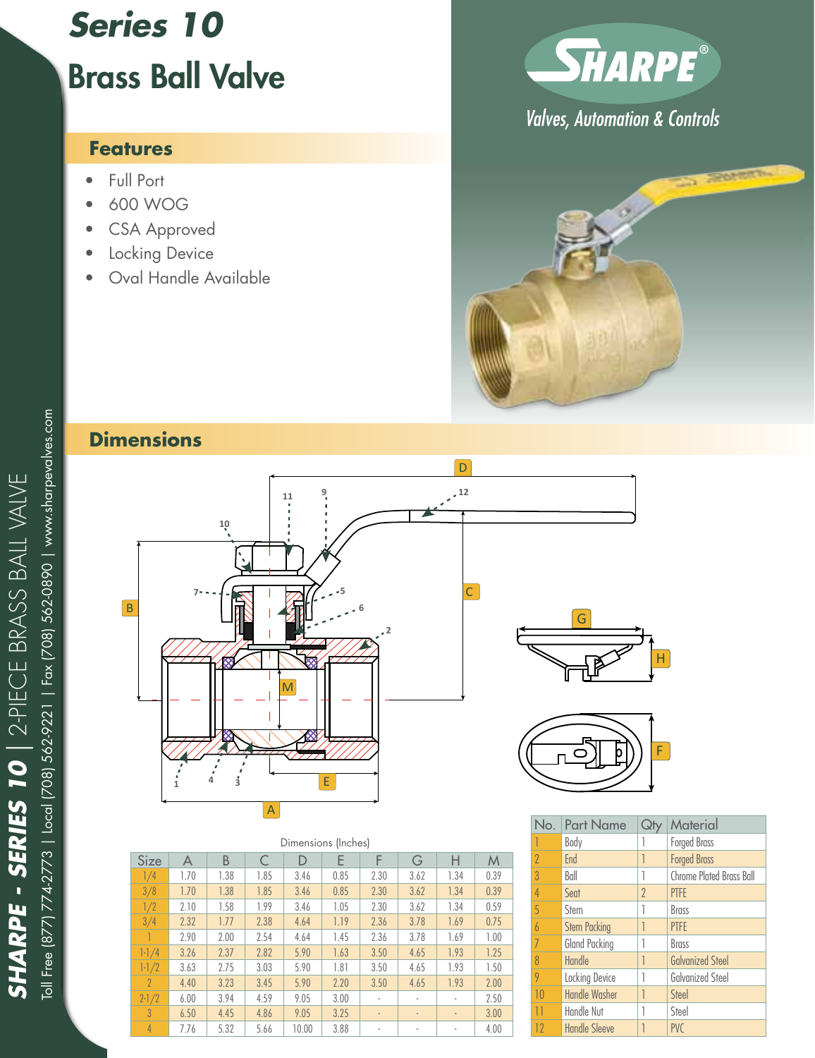# Series 10
# Brass Ball Valve

SHARPE®
Valves, Automation & Controls

## Features

- Full Port
- 600 WOG
- CSA Approved
- Locking Device
- Oval Handle Available

## Dimensions

Dimensions (Inches)

| Size | A | B | C | D | E | F | G | H | M |
|---|---|---|---|---|---|---|---|---|---|
| 1/4 | 1.70 | 1.38 | 1.85 | 3.46 | 0.85 | 2.30 | 3.62 | 1.34 | 0.39 |
| 3/8 | 1.70 | 1.38 | 1.85 | 3.46 | 0.85 | 2.30 | 3.62 | 1.34 | 0.39 |
| 1/2 | 2.10 | 1.58 | 1.99 | 3.46 | 1.05 | 2.30 | 3.62 | 1.34 | 0.59 |
| 3/4 | 2.32 | 1.77 | 2.38 | 4.64 | 1.19 | 2.36 | 3.78 | 1.69 | 0.75 |
| 1 | 2.90 | 2.00 | 2.54 | 4.64 | 1.45 | 2.36 | 3.78 | 1.69 | 1.00 |
| 1-1/4 | 3.26 | 2.37 | 2.82 | 5.90 | 1.63 | 3.50 | 4.65 | 1.93 | 1.25 |
| 1-1/2 | 3.63 | 2.75 | 3.03 | 5.90 | 1.81 | 3.50 | 4.65 | 1.93 | 1.50 |
| 2 | 4.40 | 3.23 | 3.45 | 5.90 | 2.20 | 3.50 | 4.65 | 1.93 | 2.00 |
| 2-1/2 | 6.00 | 3.94 | 4.59 | 9.05 | 3.00 | - | - | - | 2.50 |
| 3 | 6.50 | 4.45 | 4.86 | 9.05 | 3.25 | - | - | - | 3.00 |
| 4 | 7.76 | 5.32 | 5.66 | 10.00 | 3.88 | - | - | - | 4.00 |

| No. | Part Name | Qty | Material |
|---|---|---|---|
| 1 | Body | 1 | Forged Brass |
| 2 | End | 1 | Forged Brass |
| 3 | Ball | 1 | Chrome Plated Brass Ball |
| 4 | Seat | 2 | PTFE |
| 5 | Stem | 1 | Brass |
| 6 | Stem Packing | 1 | PTFE |
| 7 | Gland Packing | 1 | Brass |
| 8 | Handle | 1 | Galvanized Steel |
| 9 | Locking Device | 1 | Galvanized Steel |
| 10 | Handle Washer | 1 | Steel |
| 11 | Handle Nut | 1 | Steel |
| 12 | Handle Sleeve | 1 | PVC |

SHARPE - SERIES 10 | 2-PIECE BRASS BALL VALVE

Toll Free (877) 774-2773 | Local (708) 562-9221 | Fax (708) 562-0890 | www.sharpevalves.com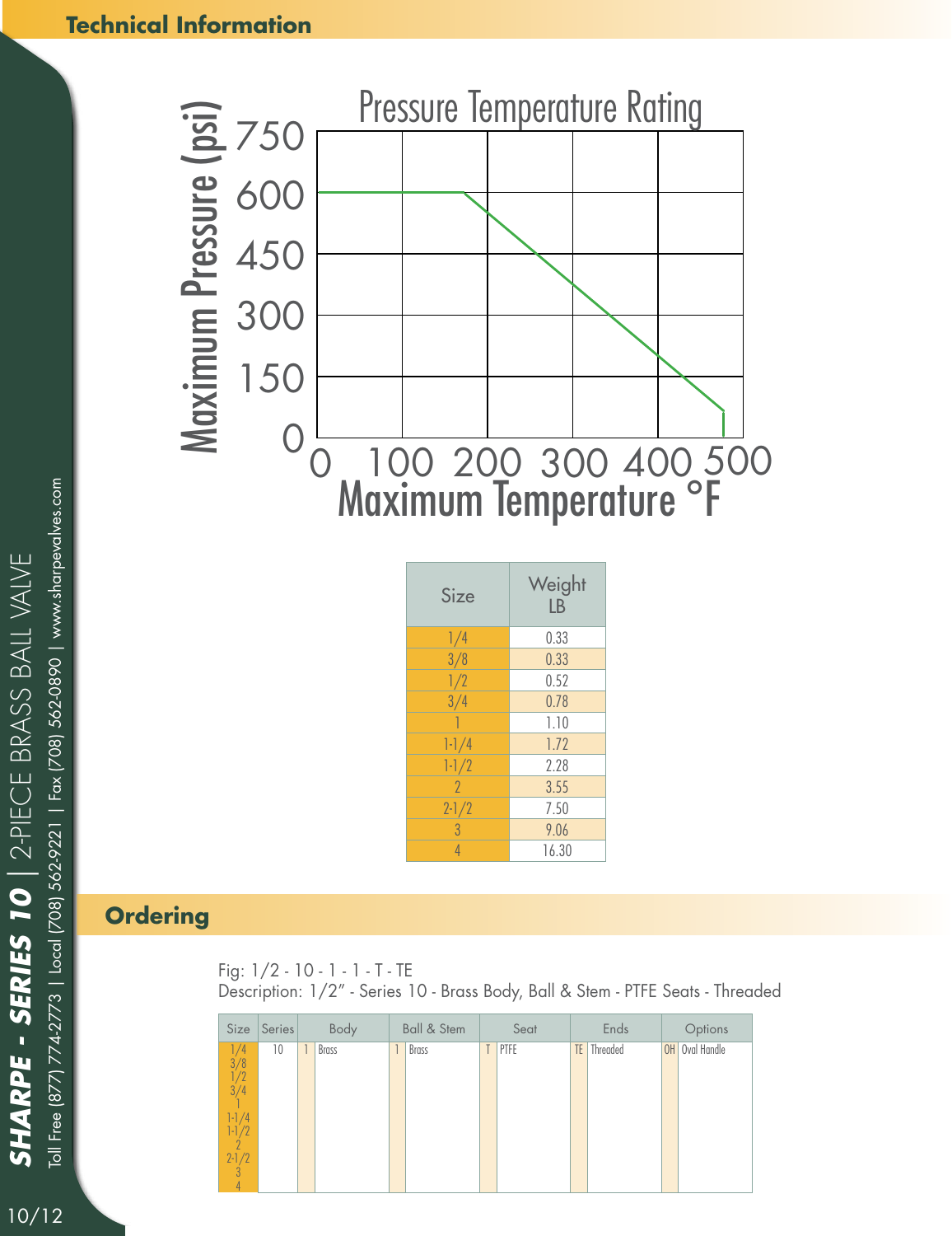## Technical Information

Pressure Temperature Rating

Maximum Pressure (psi)

750
600
450
300
150
0

0 100 200 300 400 500

Maximum Temperature °F

| Size | Weight LB |
|---|---|
| 1/4 | 0.33 |
| 3/8 | 0.33 |
| 1/2 | 0.52 |
| 3/4 | 0.78 |
| 1 | 1.10 |
| 1-1/4 | 1.72 |
| 1-1/2 | 2.28 |
| 2 | 3.55 |
| 2-1/2 | 7.50 |
| 3 | 9.06 |
| 4 | 16.30 |

## Ordering

Fig: 1/2 - 10 - 1 - 1 - T - TE

Description: 1/2" - Series 10 - Brass Body, Ball & Stem - PTFE Seats - Threaded

| Size | Series | Body | | Ball & Stem | | Seat | | Ends | | Options | |
|---|---|---|---|---|---|---|---|---|---|---|---|
| 1/4<br>3/8<br>1/2<br>3/4<br>1<br>1-1/4<br>1-1/2<br>2<br>2-1/2<br>3<br>4 | 10 | 1 | Brass | 1 | Brass | T | PTFE | TE | Threaded | OH | Oval Handle |